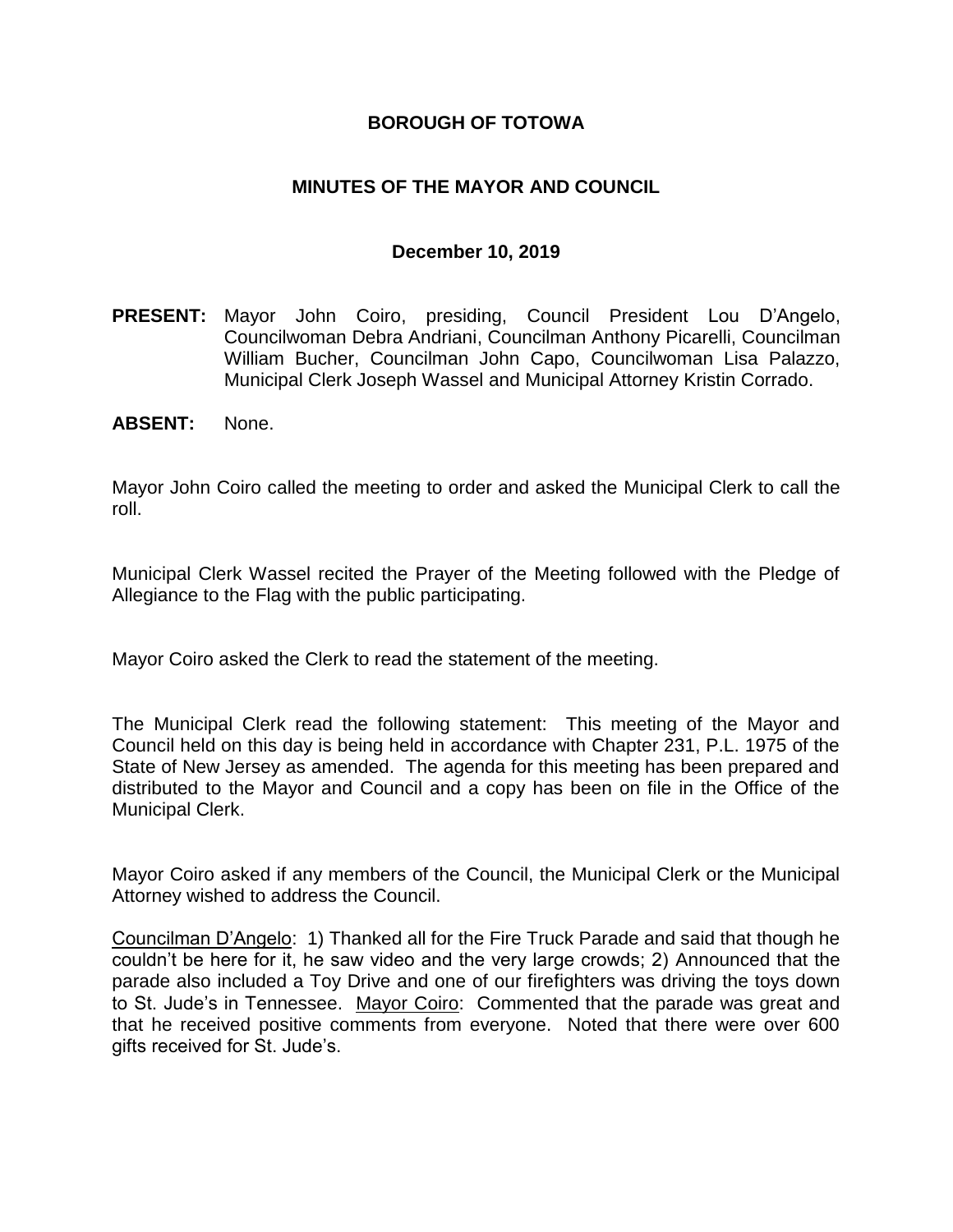# BOROUGH OF TOTOWA

## MINUTES OF THE MAYOR AND COUNCIL

### December 10, 2019

**PRESENT:** Mayor John Coiro, presiding, Council President Lou D'Angelo, Councilwoman Debra Andriani, Councilman Anthony Picarelli, Councilman William Bucher, Councilman John Capo, Councilwoman Lisa Palazzo, Municipal Clerk Joseph Wassel and Municipal Attorney Kristin Corrado.

**ABSENT:** None.

Mayor John Coiro called the meeting to order and asked the Municipal Clerk to call the roll.

Municipal Clerk Wassel recited the Prayer of the Meeting followed with the Pledge of Allegiance to the Flag with the public participating.

Mayor Coiro asked the Clerk to read the statement of the meeting.

The Municipal Clerk read the following statement: This meeting of the Mayor and Council held on this day is being held in accordance with Chapter 231, P.L. 1975 of the State of New Jersey as amended. The agenda for this meeting has been prepared and distributed to the Mayor and Council and a copy has been on file in the Office of the Municipal Clerk.

Mayor Coiro asked if any members of the Council, the Municipal Clerk or the Municipal Attorney wished to address the Council.

Councilman D'Angelo: 1) Thanked all for the Fire Truck Parade and said that though he couldn't be here for it, he saw video and the very large crowds; 2) Announced that the parade also included a Toy Drive and one of our firefighters was driving the toys down to St. Jude's in Tennessee. Mayor Coiro: Commented that the parade was great and that he received positive comments from everyone. Noted that there were over 600 gifts received for St. Jude's.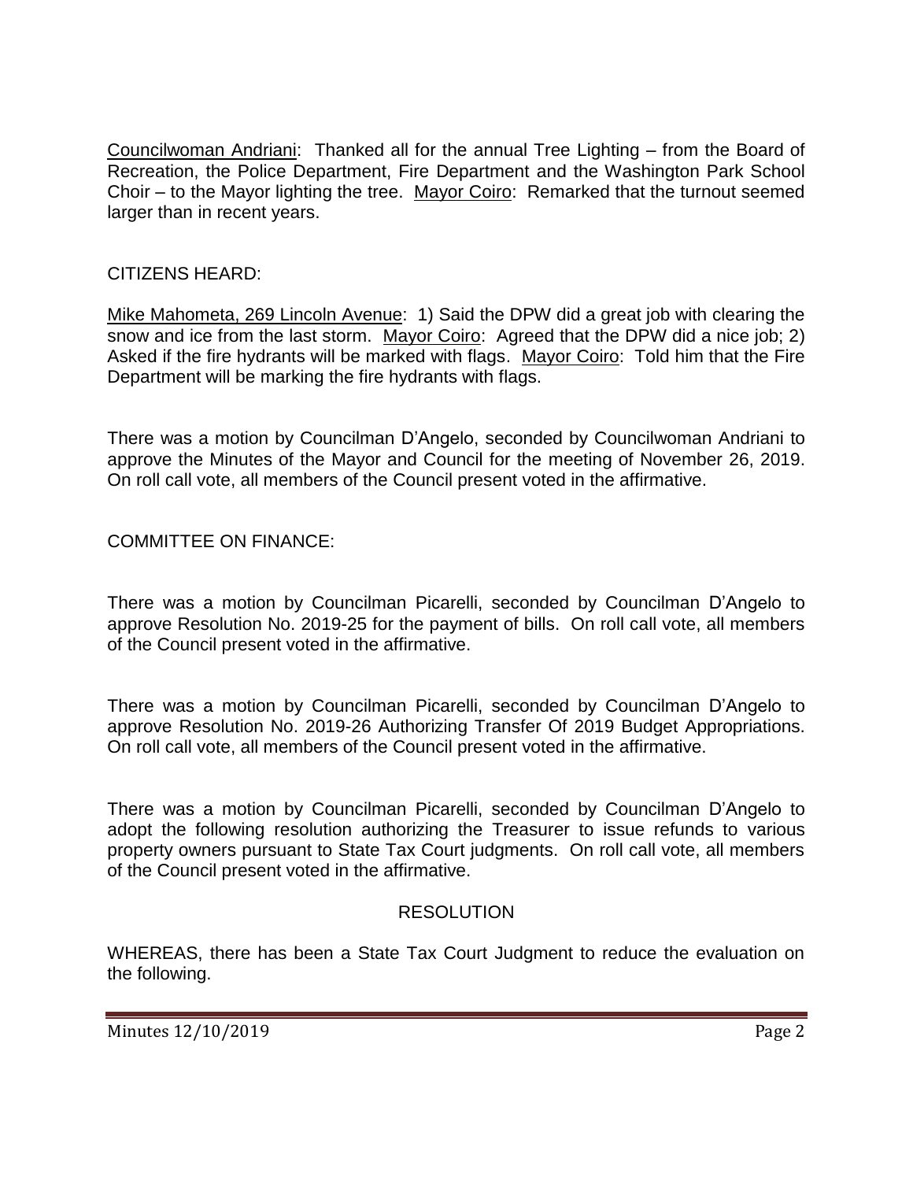<u>Councilwoman Andriani</u>: Thanked all for the annual Tree Lighting – from the Board of Recreation, the Police Department, Fire Department and the Washington Park School Choir – to the Mayor lighting the tree. <u>Mayor Coiro</u>: Remarked that the turnout seemed larger than in recent years.

CITIZENS HEARD:

<u>Mike Mahometa, 269 Lincoln Avenue</u>: 1) Said the DPW did a great job with clearing the snow and ice from the last storm. <u>Mayor Coiro</u>: Agreed that the DPW did a nice job; 2) Asked if the fire hydrants will be marked with flags. <u>Mayor Coiro</u>: Told him that the Fire Department will be marking the fire hydrants with flags.

There was a motion by Councilman D'Angelo, seconded by Councilwoman Andriani to approve the Minutes of the Mayor and Council for the meeting of November 26, 2019. On roll call vote, all members of the Council present voted in the affirmative.

COMMITTEE ON FINANCE:

There was a motion by Councilman Picarelli, seconded by Councilman D'Angelo to approve Resolution No. 2019-25 for the payment of bills. On roll call vote, all members of the Council present voted in the affirmative.

There was a motion by Councilman Picarelli, seconded by Councilman D'Angelo to approve Resolution No. 2019-26 Authorizing Transfer Of 2019 Budget Appropriations. On roll call vote, all members of the Council present voted in the affirmative.

There was a motion by Councilman Picarelli, seconded by Councilman D'Angelo to adopt the following resolution authorizing the Treasurer to issue refunds to various property owners pursuant to State Tax Court judgments. On roll call vote, all members of the Council present voted in the affirmative.

RESOLUTION

WHEREAS, there has been a State Tax Court Judgment to reduce the evaluation on the following.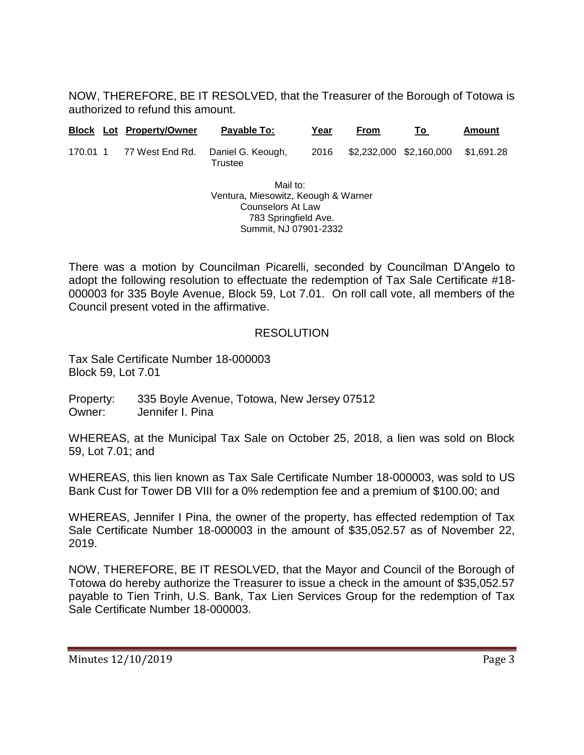NOW, THEREFORE, BE IT RESOLVED, that the Treasurer of the Borough of Totowa is authorized to refund this amount.

| Block | Lot | Property/Owner | Payable To: | Year | From | To | Amount |
|---|---|---|---|---|---|---|---|
| 170.01 | 1 | 77 West End Rd. | Daniel G. Keough, Trustee | 2016 | $2,232,000 | $2,160,000 | $1,691.28 |

Mail to:
Ventura, Miesowitz, Keough & Warner
Counselors At Law
783 Springfield Ave.
Summit, NJ 07901-2332

There was a motion by Councilman Picarelli, seconded by Councilman D'Angelo to adopt the following resolution to effectuate the redemption of Tax Sale Certificate #18-000003 for 335 Boyle Avenue, Block 59, Lot 7.01. On roll call vote, all members of the Council present voted in the affirmative.

## RESOLUTION

Tax Sale Certificate Number 18-000003
Block 59, Lot 7.01

Property: 335 Boyle Avenue, Totowa, New Jersey 07512
Owner: Jennifer I. Pina

WHEREAS, at the Municipal Tax Sale on October 25, 2018, a lien was sold on Block 59, Lot 7.01; and

WHEREAS, this lien known as Tax Sale Certificate Number 18-000003, was sold to US Bank Cust for Tower DB VIII for a 0% redemption fee and a premium of $100.00; and

WHEREAS, Jennifer I Pina, the owner of the property, has effected redemption of Tax Sale Certificate Number 18-000003 in the amount of $35,052.57 as of November 22, 2019.

NOW, THEREFORE, BE IT RESOLVED, that the Mayor and Council of the Borough of Totowa do hereby authorize the Treasurer to issue a check in the amount of $35,052.57 payable to Tien Trinh, U.S. Bank, Tax Lien Services Group for the redemption of Tax Sale Certificate Number 18-000003.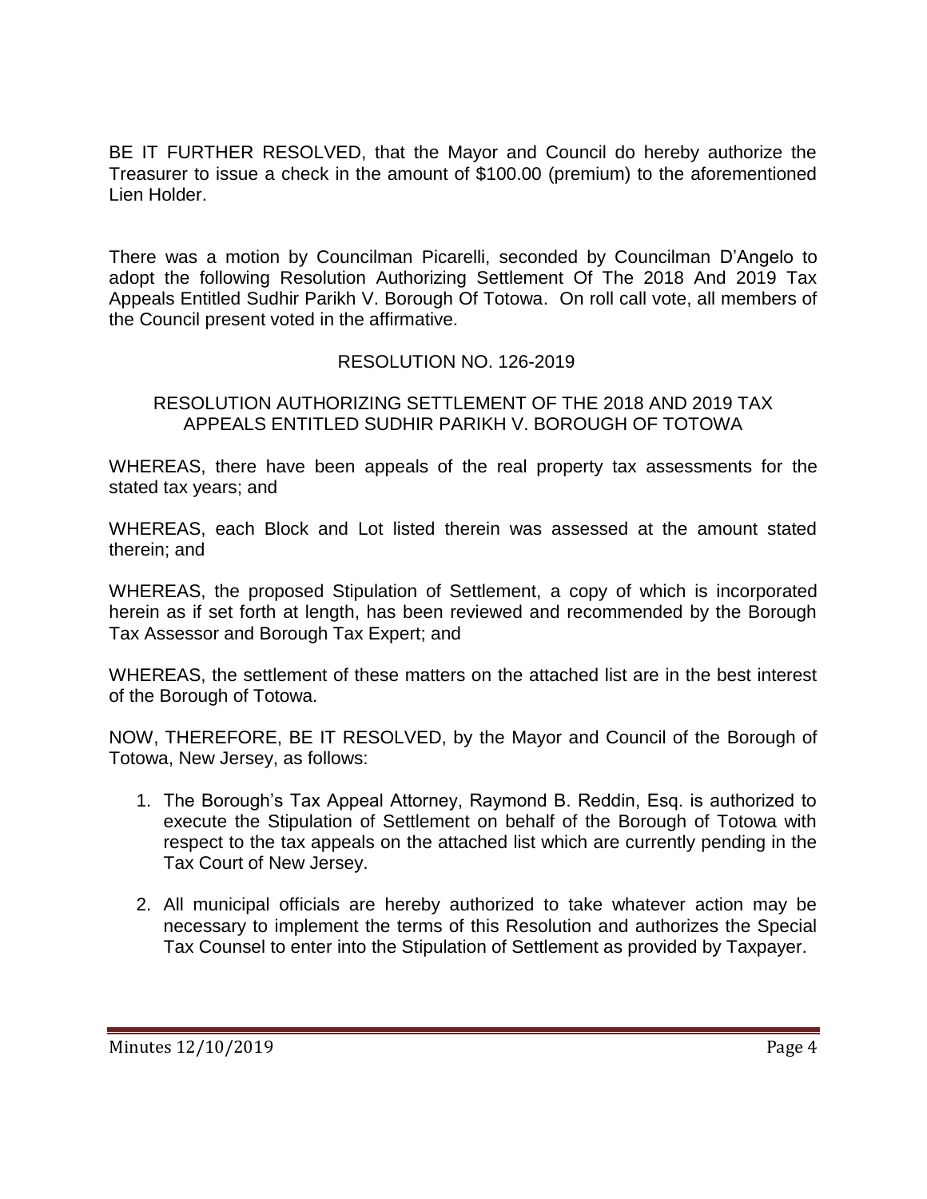BE IT FURTHER RESOLVED, that the Mayor and Council do hereby authorize the Treasurer to issue a check in the amount of $100.00 (premium) to the aforementioned Lien Holder.

There was a motion by Councilman Picarelli, seconded by Councilman D'Angelo to adopt the following Resolution Authorizing Settlement Of The 2018 And 2019 Tax Appeals Entitled Sudhir Parikh V. Borough Of Totowa. On roll call vote, all members of the Council present voted in the affirmative.

RESOLUTION NO. 126-2019

RESOLUTION AUTHORIZING SETTLEMENT OF THE 2018 AND 2019 TAX APPEALS ENTITLED SUDHIR PARIKH V. BOROUGH OF TOTOWA

WHEREAS, there have been appeals of the real property tax assessments for the stated tax years; and

WHEREAS, each Block and Lot listed therein was assessed at the amount stated therein; and

WHEREAS, the proposed Stipulation of Settlement, a copy of which is incorporated herein as if set forth at length, has been reviewed and recommended by the Borough Tax Assessor and Borough Tax Expert; and

WHEREAS, the settlement of these matters on the attached list are in the best interest of the Borough of Totowa.

NOW, THEREFORE, BE IT RESOLVED, by the Mayor and Council of the Borough of Totowa, New Jersey, as follows:

1. The Borough's Tax Appeal Attorney, Raymond B. Reddin, Esq. is authorized to execute the Stipulation of Settlement on behalf of the Borough of Totowa with respect to the tax appeals on the attached list which are currently pending in the Tax Court of New Jersey.

2. All municipal officials are hereby authorized to take whatever action may be necessary to implement the terms of this Resolution and authorizes the Special Tax Counsel to enter into the Stipulation of Settlement as provided by Taxpayer.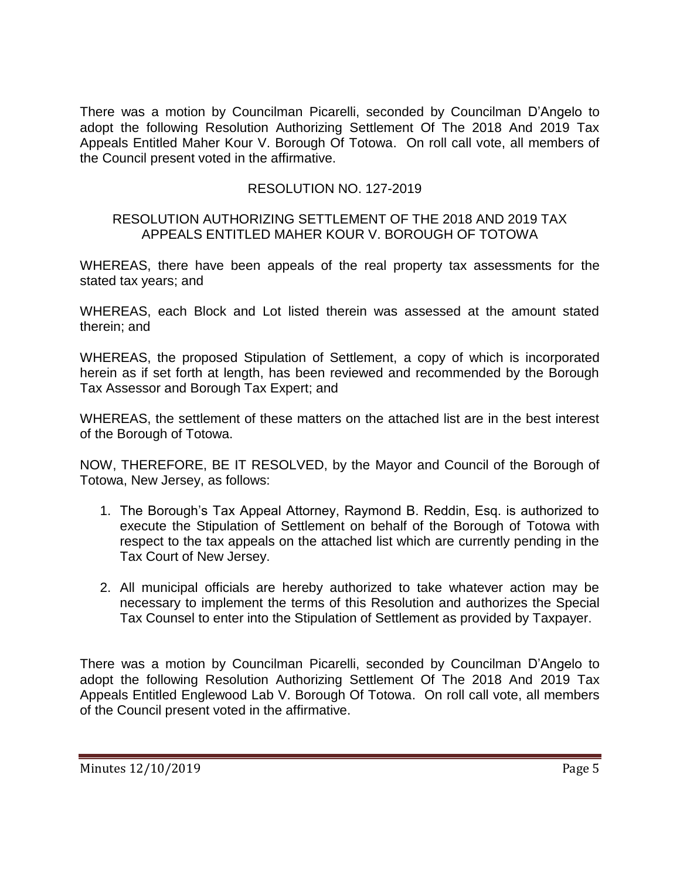There was a motion by Councilman Picarelli, seconded by Councilman D'Angelo to adopt the following Resolution Authorizing Settlement Of The 2018 And 2019 Tax Appeals Entitled Maher Kour V. Borough Of Totowa. On roll call vote, all members of the Council present voted in the affirmative.

RESOLUTION NO. 127-2019

RESOLUTION AUTHORIZING SETTLEMENT OF THE 2018 AND 2019 TAX APPEALS ENTITLED MAHER KOUR V. BOROUGH OF TOTOWA

WHEREAS, there have been appeals of the real property tax assessments for the stated tax years; and

WHEREAS, each Block and Lot listed therein was assessed at the amount stated therein; and

WHEREAS, the proposed Stipulation of Settlement, a copy of which is incorporated herein as if set forth at length, has been reviewed and recommended by the Borough Tax Assessor and Borough Tax Expert; and

WHEREAS, the settlement of these matters on the attached list are in the best interest of the Borough of Totowa.

NOW, THEREFORE, BE IT RESOLVED, by the Mayor and Council of the Borough of Totowa, New Jersey, as follows:

1. The Borough's Tax Appeal Attorney, Raymond B. Reddin, Esq. is authorized to execute the Stipulation of Settlement on behalf of the Borough of Totowa with respect to the tax appeals on the attached list which are currently pending in the Tax Court of New Jersey.
2. All municipal officials are hereby authorized to take whatever action may be necessary to implement the terms of this Resolution and authorizes the Special Tax Counsel to enter into the Stipulation of Settlement as provided by Taxpayer.

There was a motion by Councilman Picarelli, seconded by Councilman D'Angelo to adopt the following Resolution Authorizing Settlement Of The 2018 And 2019 Tax Appeals Entitled Englewood Lab V. Borough Of Totowa. On roll call vote, all members of the Council present voted in the affirmative.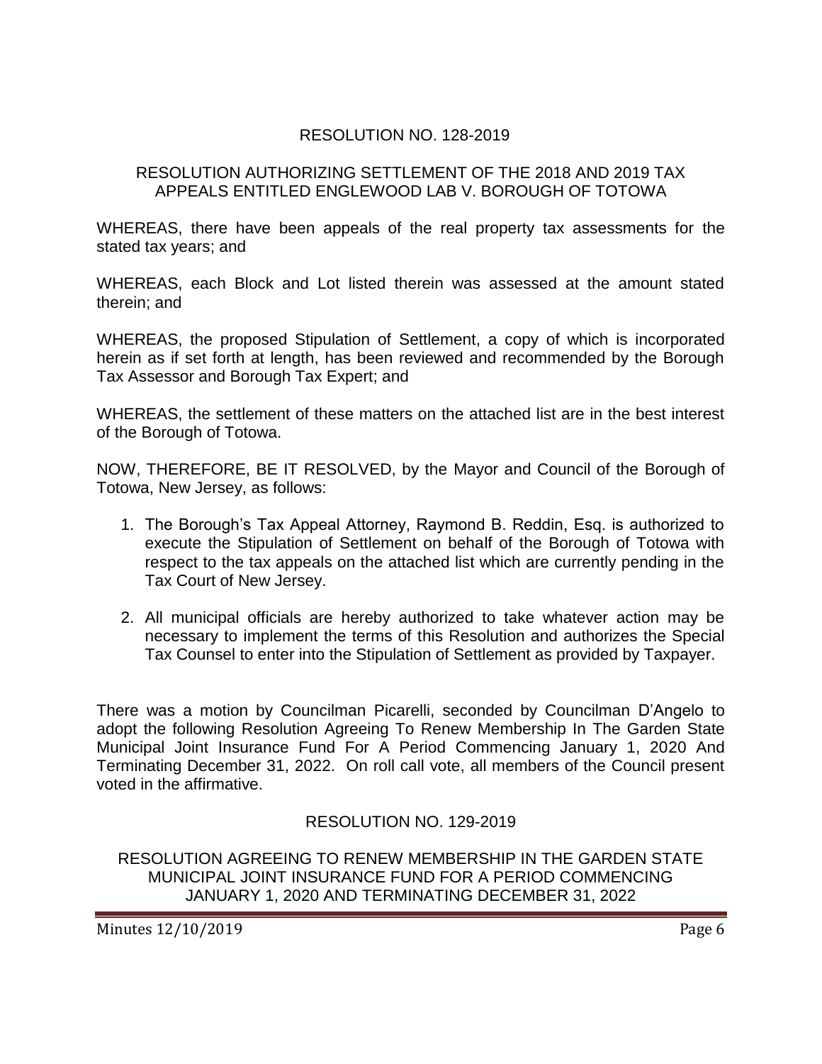RESOLUTION NO. 128-2019

RESOLUTION AUTHORIZING SETTLEMENT OF THE 2018 AND 2019 TAX APPEALS ENTITLED ENGLEWOOD LAB V. BOROUGH OF TOTOWA

WHEREAS, there have been appeals of the real property tax assessments for the stated tax years; and

WHEREAS, each Block and Lot listed therein was assessed at the amount stated therein; and

WHEREAS, the proposed Stipulation of Settlement, a copy of which is incorporated herein as if set forth at length, has been reviewed and recommended by the Borough Tax Assessor and Borough Tax Expert; and

WHEREAS, the settlement of these matters on the attached list are in the best interest of the Borough of Totowa.

NOW, THEREFORE, BE IT RESOLVED, by the Mayor and Council of the Borough of Totowa, New Jersey, as follows:

1. The Borough's Tax Appeal Attorney, Raymond B. Reddin, Esq. is authorized to execute the Stipulation of Settlement on behalf of the Borough of Totowa with respect to the tax appeals on the attached list which are currently pending in the Tax Court of New Jersey.
2. All municipal officials are hereby authorized to take whatever action may be necessary to implement the terms of this Resolution and authorizes the Special Tax Counsel to enter into the Stipulation of Settlement as provided by Taxpayer.

There was a motion by Councilman Picarelli, seconded by Councilman D'Angelo to adopt the following Resolution Agreeing To Renew Membership In The Garden State Municipal Joint Insurance Fund For A Period Commencing January 1, 2020 And Terminating December 31, 2022. On roll call vote, all members of the Council present voted in the affirmative.

RESOLUTION NO. 129-2019

RESOLUTION AGREEING TO RENEW MEMBERSHIP IN THE GARDEN STATE MUNICIPAL JOINT INSURANCE FUND FOR A PERIOD COMMENCING JANUARY 1, 2020 AND TERMINATING DECEMBER 31, 2022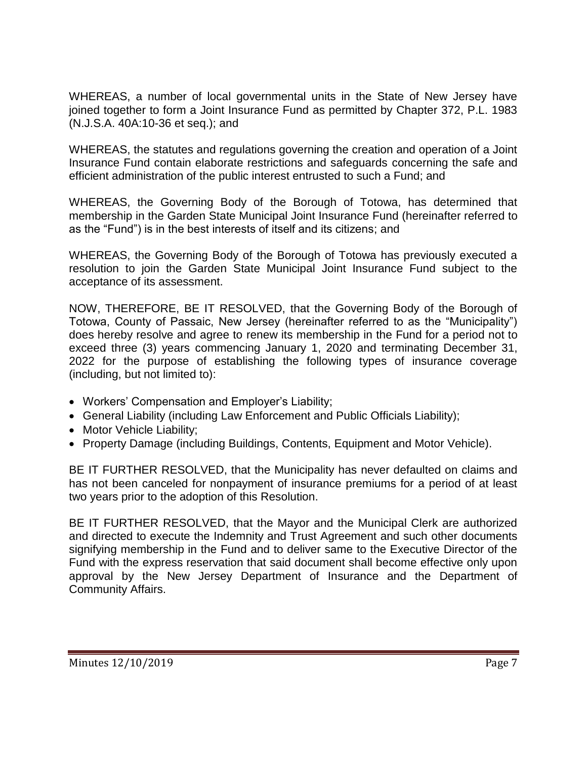WHEREAS, a number of local governmental units in the State of New Jersey have joined together to form a Joint Insurance Fund as permitted by Chapter 372, P.L. 1983 (N.J.S.A. 40A:10-36 et seq.); and

WHEREAS, the statutes and regulations governing the creation and operation of a Joint Insurance Fund contain elaborate restrictions and safeguards concerning the safe and efficient administration of the public interest entrusted to such a Fund; and

WHEREAS, the Governing Body of the Borough of Totowa, has determined that membership in the Garden State Municipal Joint Insurance Fund (hereinafter referred to as the "Fund") is in the best interests of itself and its citizens; and

WHEREAS, the Governing Body of the Borough of Totowa has previously executed a resolution to join the Garden State Municipal Joint Insurance Fund subject to the acceptance of its assessment.

NOW, THEREFORE, BE IT RESOLVED, that the Governing Body of the Borough of Totowa, County of Passaic, New Jersey (hereinafter referred to as the "Municipality") does hereby resolve and agree to renew its membership in the Fund for a period not to exceed three (3) years commencing January 1, 2020 and terminating December 31, 2022 for the purpose of establishing the following types of insurance coverage (including, but not limited to):

- Workers' Compensation and Employer's Liability;
- General Liability (including Law Enforcement and Public Officials Liability);
- Motor Vehicle Liability;
- Property Damage (including Buildings, Contents, Equipment and Motor Vehicle).

BE IT FURTHER RESOLVED, that the Municipality has never defaulted on claims and has not been canceled for nonpayment of insurance premiums for a period of at least two years prior to the adoption of this Resolution.

BE IT FURTHER RESOLVED, that the Mayor and the Municipal Clerk are authorized and directed to execute the Indemnity and Trust Agreement and such other documents signifying membership in the Fund and to deliver same to the Executive Director of the Fund with the express reservation that said document shall become effective only upon approval by the New Jersey Department of Insurance and the Department of Community Affairs.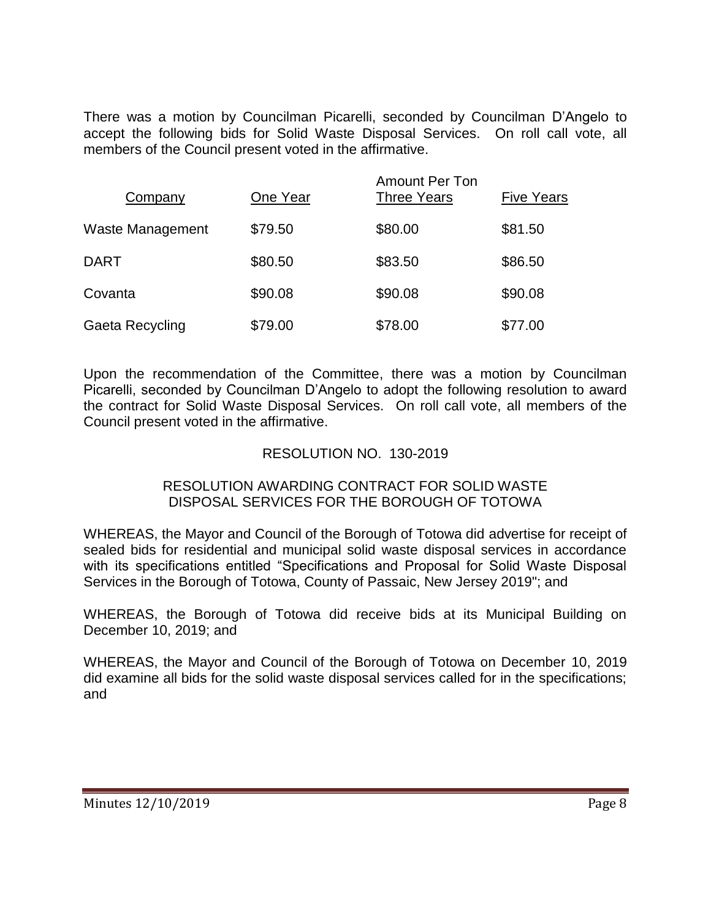There was a motion by Councilman Picarelli, seconded by Councilman D'Angelo to accept the following bids for Solid Waste Disposal Services. On roll call vote, all members of the Council present voted in the affirmative.

| Company | One Year | Amount Per Ton Three Years | Five Years |
|---|---|---|---|
| Waste Management | $79.50 | $80.00 | $81.50 |
| DART | $80.50 | $83.50 | $86.50 |
| Covanta | $90.08 | $90.08 | $90.08 |
| Gaeta Recycling | $79.00 | $78.00 | $77.00 |

Upon the recommendation of the Committee, there was a motion by Councilman Picarelli, seconded by Councilman D'Angelo to adopt the following resolution to award the contract for Solid Waste Disposal Services. On roll call vote, all members of the Council present voted in the affirmative.

RESOLUTION NO. 130-2019

RESOLUTION AWARDING CONTRACT FOR SOLID WASTE DISPOSAL SERVICES FOR THE BOROUGH OF TOTOWA

WHEREAS, the Mayor and Council of the Borough of Totowa did advertise for receipt of sealed bids for residential and municipal solid waste disposal services in accordance with its specifications entitled "Specifications and Proposal for Solid Waste Disposal Services in the Borough of Totowa, County of Passaic, New Jersey 2019"; and

WHEREAS, the Borough of Totowa did receive bids at its Municipal Building on December 10, 2019; and

WHEREAS, the Mayor and Council of the Borough of Totowa on December 10, 2019 did examine all bids for the solid waste disposal services called for in the specifications; and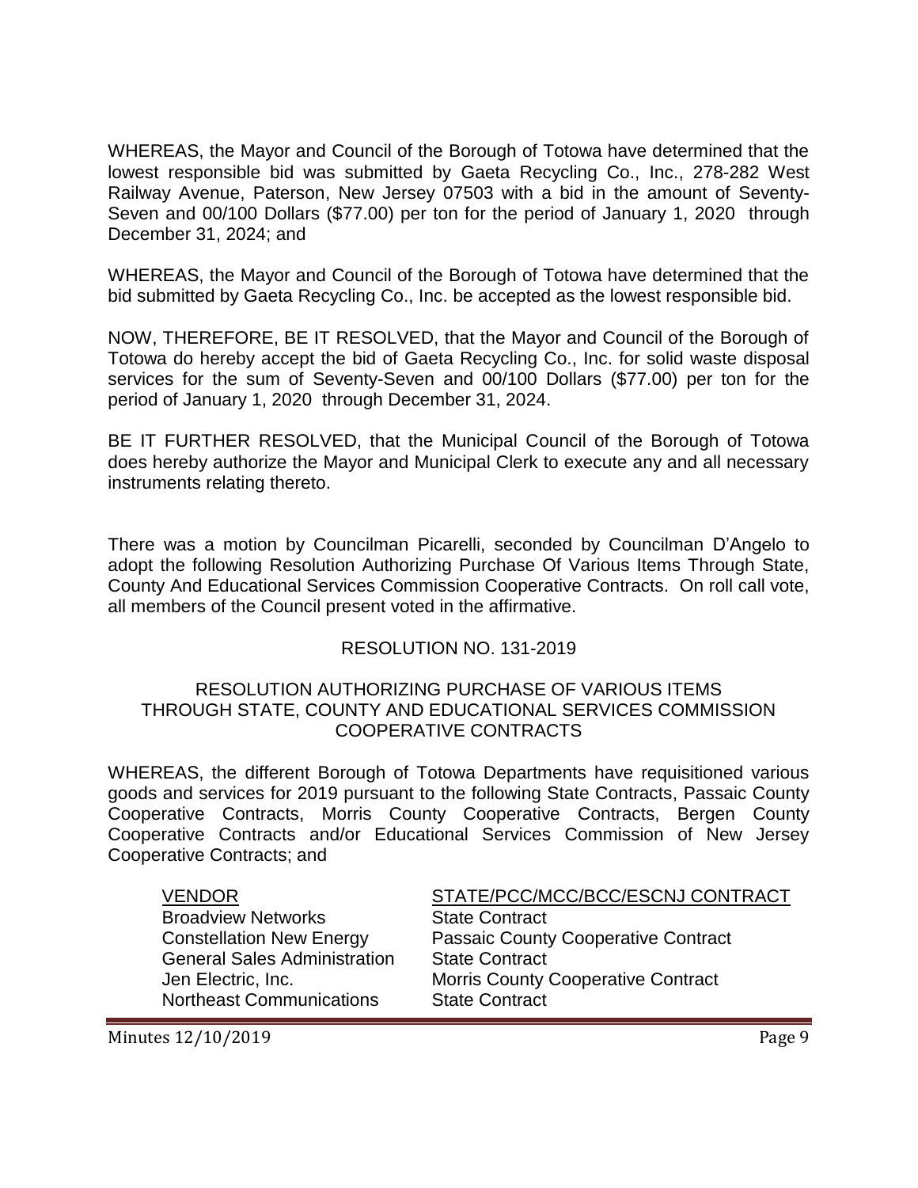WHEREAS, the Mayor and Council of the Borough of Totowa have determined that the lowest responsible bid was submitted by Gaeta Recycling Co., Inc., 278-282 West Railway Avenue, Paterson, New Jersey 07503 with a bid in the amount of Seventy-Seven and 00/100 Dollars ($77.00) per ton for the period of January 1, 2020 through December 31, 2024; and

WHEREAS, the Mayor and Council of the Borough of Totowa have determined that the bid submitted by Gaeta Recycling Co., Inc. be accepted as the lowest responsible bid.

NOW, THEREFORE, BE IT RESOLVED, that the Mayor and Council of the Borough of Totowa do hereby accept the bid of Gaeta Recycling Co., Inc. for solid waste disposal services for the sum of Seventy-Seven and 00/100 Dollars ($77.00) per ton for the period of January 1, 2020 through December 31, 2024.

BE IT FURTHER RESOLVED, that the Municipal Council of the Borough of Totowa does hereby authorize the Mayor and Municipal Clerk to execute any and all necessary instruments relating thereto.

There was a motion by Councilman Picarelli, seconded by Councilman D'Angelo to adopt the following Resolution Authorizing Purchase Of Various Items Through State, County And Educational Services Commission Cooperative Contracts. On roll call vote, all members of the Council present voted in the affirmative.

RESOLUTION NO. 131-2019

RESOLUTION AUTHORIZING PURCHASE OF VARIOUS ITEMS THROUGH STATE, COUNTY AND EDUCATIONAL SERVICES COMMISSION COOPERATIVE CONTRACTS

WHEREAS, the different Borough of Totowa Departments have requisitioned various goods and services for 2019 pursuant to the following State Contracts, Passaic County Cooperative Contracts, Morris County Cooperative Contracts, Bergen County Cooperative Contracts and/or Educational Services Commission of New Jersey Cooperative Contracts; and

| VENDOR | STATE/PCC/MCC/BCC/ESCNJ CONTRACT |
|---|---|
| Broadview Networks | State Contract |
| Constellation New Energy | Passaic County Cooperative Contract |
| General Sales Administration | State Contract |
| Jen Electric, Inc. | Morris County Cooperative Contract |
| Northeast Communications | State Contract |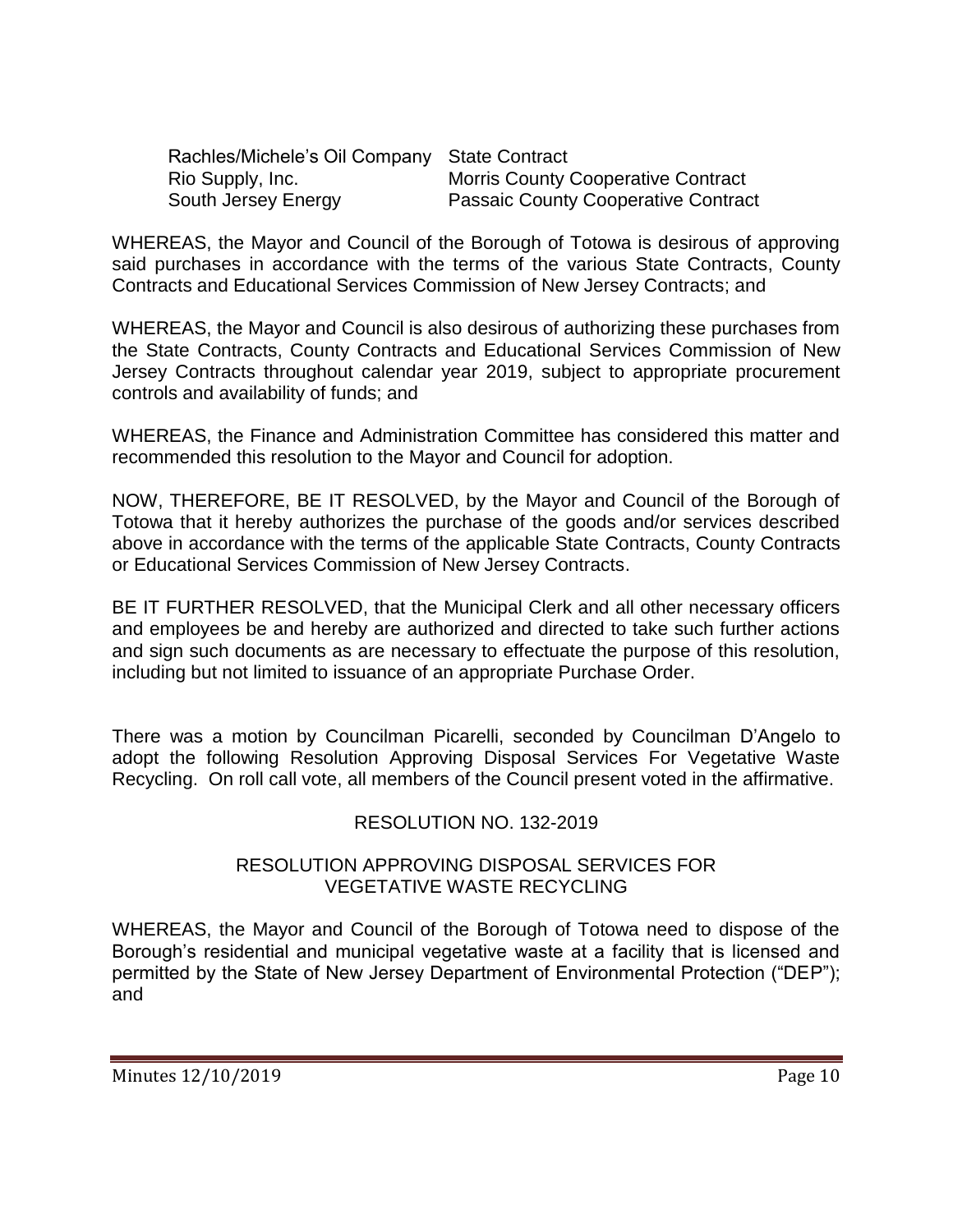| | |
|---|---|
| Rachles/Michele's Oil Company | State Contract |
| Rio Supply, Inc. | Morris County Cooperative Contract |
| South Jersey Energy | Passaic County Cooperative Contract |

WHEREAS, the Mayor and Council of the Borough of Totowa is desirous of approving said purchases in accordance with the terms of the various State Contracts, County Contracts and Educational Services Commission of New Jersey Contracts; and

WHEREAS, the Mayor and Council is also desirous of authorizing these purchases from the State Contracts, County Contracts and Educational Services Commission of New Jersey Contracts throughout calendar year 2019, subject to appropriate procurement controls and availability of funds; and

WHEREAS, the Finance and Administration Committee has considered this matter and recommended this resolution to the Mayor and Council for adoption.

NOW, THEREFORE, BE IT RESOLVED, by the Mayor and Council of the Borough of Totowa that it hereby authorizes the purchase of the goods and/or services described above in accordance with the terms of the applicable State Contracts, County Contracts or Educational Services Commission of New Jersey Contracts.

BE IT FURTHER RESOLVED, that the Municipal Clerk and all other necessary officers and employees be and hereby are authorized and directed to take such further actions and sign such documents as are necessary to effectuate the purpose of this resolution, including but not limited to issuance of an appropriate Purchase Order.

There was a motion by Councilman Picarelli, seconded by Councilman D'Angelo to adopt the following Resolution Approving Disposal Services For Vegetative Waste Recycling. On roll call vote, all members of the Council present voted in the affirmative.

RESOLUTION NO. 132-2019

RESOLUTION APPROVING DISPOSAL SERVICES FOR VEGETATIVE WASTE RECYCLING

WHEREAS, the Mayor and Council of the Borough of Totowa need to dispose of the Borough's residential and municipal vegetative waste at a facility that is licensed and permitted by the State of New Jersey Department of Environmental Protection ("DEP"); and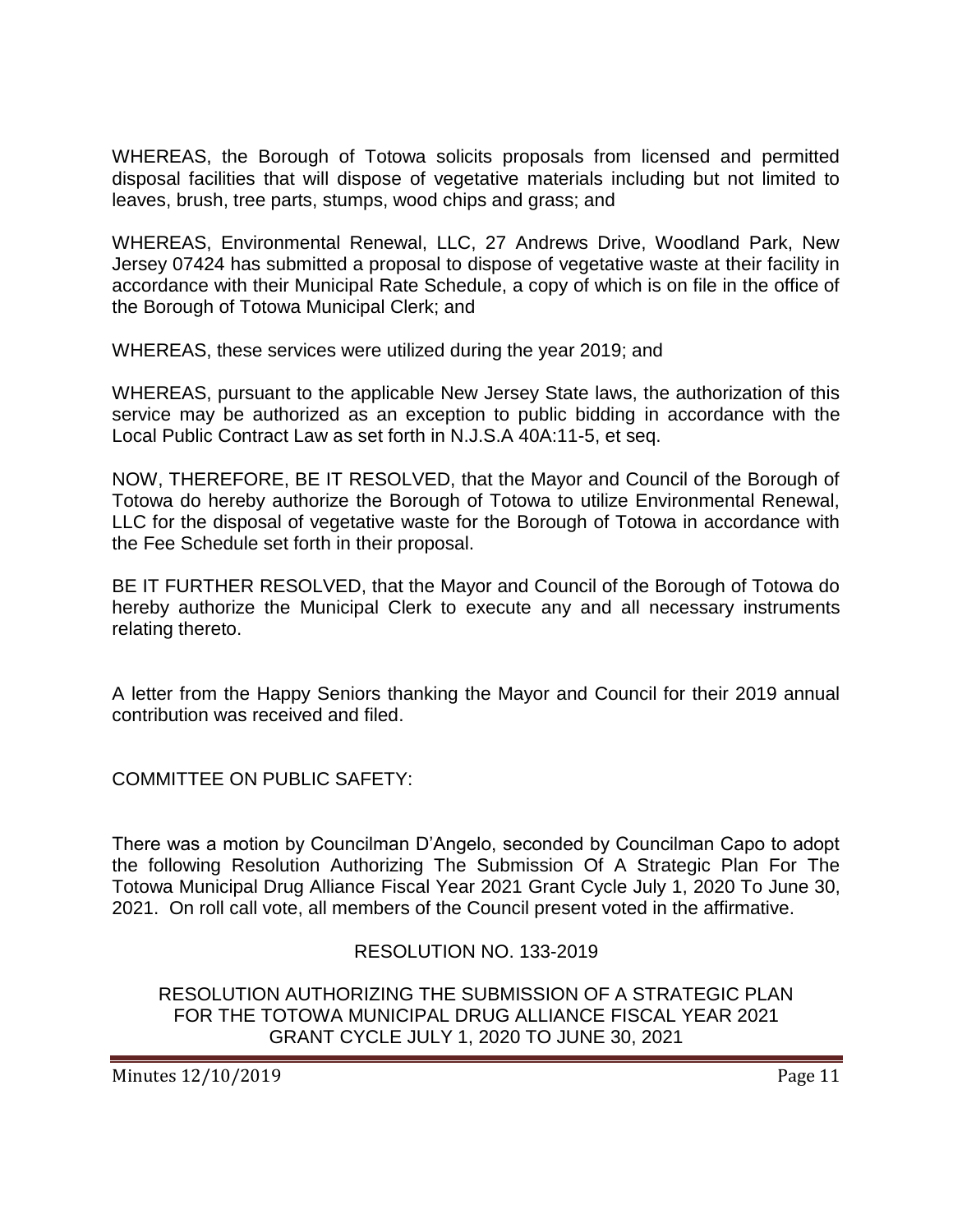WHEREAS, the Borough of Totowa solicits proposals from licensed and permitted disposal facilities that will dispose of vegetative materials including but not limited to leaves, brush, tree parts, stumps, wood chips and grass; and

WHEREAS, Environmental Renewal, LLC, 27 Andrews Drive, Woodland Park, New Jersey 07424 has submitted a proposal to dispose of vegetative waste at their facility in accordance with their Municipal Rate Schedule, a copy of which is on file in the office of the Borough of Totowa Municipal Clerk; and

WHEREAS, these services were utilized during the year 2019; and

WHEREAS, pursuant to the applicable New Jersey State laws, the authorization of this service may be authorized as an exception to public bidding in accordance with the Local Public Contract Law as set forth in N.J.S.A 40A:11-5, et seq.

NOW, THEREFORE, BE IT RESOLVED, that the Mayor and Council of the Borough of Totowa do hereby authorize the Borough of Totowa to utilize Environmental Renewal, LLC for the disposal of vegetative waste for the Borough of Totowa in accordance with the Fee Schedule set forth in their proposal.

BE IT FURTHER RESOLVED, that the Mayor and Council of the Borough of Totowa do hereby authorize the Municipal Clerk to execute any and all necessary instruments relating thereto.

A letter from the Happy Seniors thanking the Mayor and Council for their 2019 annual contribution was received and filed.

COMMITTEE ON PUBLIC SAFETY:

There was a motion by Councilman D'Angelo, seconded by Councilman Capo to adopt the following Resolution Authorizing The Submission Of A Strategic Plan For The Totowa Municipal Drug Alliance Fiscal Year 2021 Grant Cycle July 1, 2020 To June 30, 2021. On roll call vote, all members of the Council present voted in the affirmative.

RESOLUTION NO. 133-2019

RESOLUTION AUTHORIZING THE SUBMISSION OF A STRATEGIC PLAN FOR THE TOTOWA MUNICIPAL DRUG ALLIANCE FISCAL YEAR 2021 GRANT CYCLE JULY 1, 2020 TO JUNE 30, 2021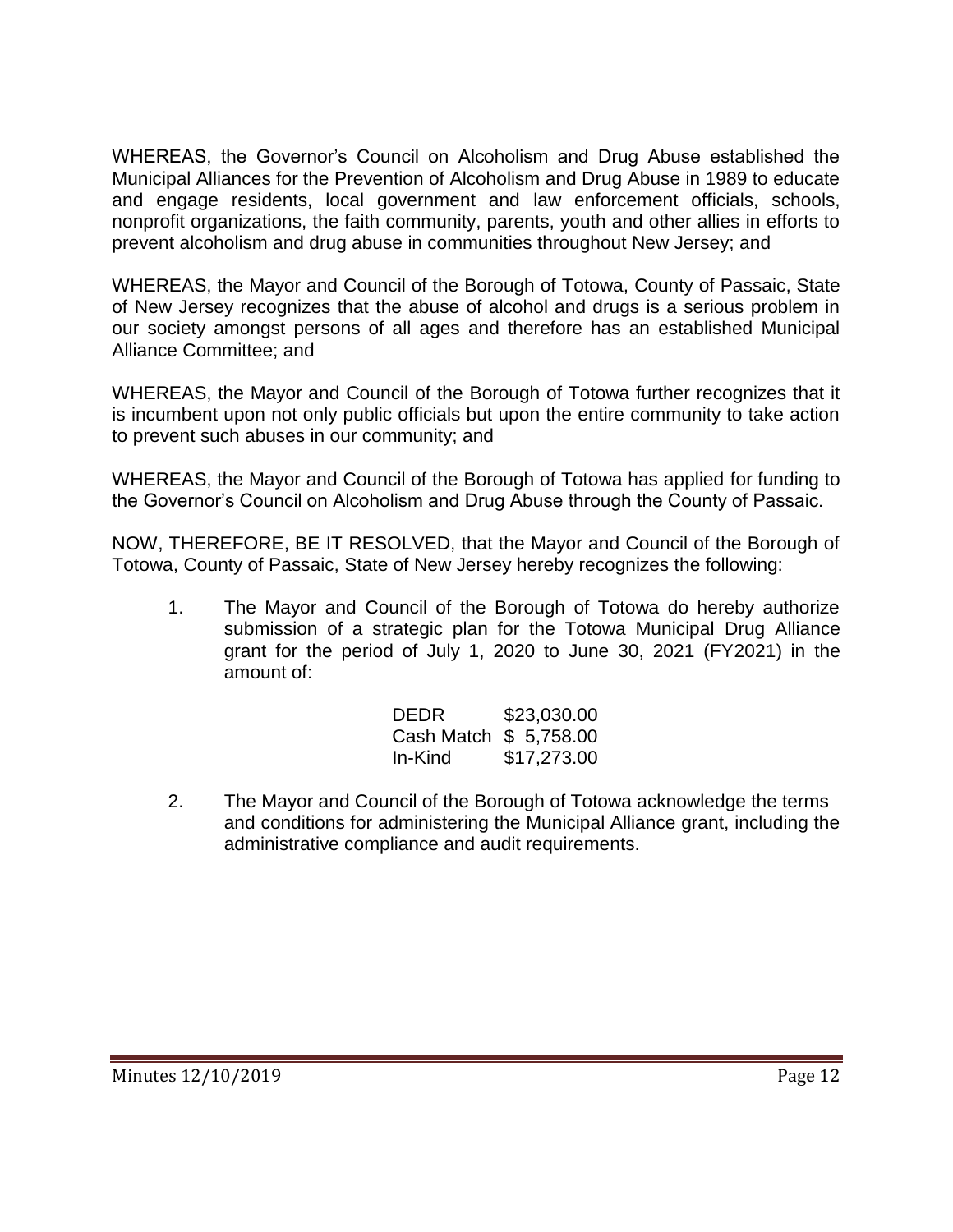WHEREAS, the Governor's Council on Alcoholism and Drug Abuse established the Municipal Alliances for the Prevention of Alcoholism and Drug Abuse in 1989 to educate and engage residents, local government and law enforcement officials, schools, nonprofit organizations, the faith community, parents, youth and other allies in efforts to prevent alcoholism and drug abuse in communities throughout New Jersey; and

WHEREAS, the Mayor and Council of the Borough of Totowa, County of Passaic, State of New Jersey recognizes that the abuse of alcohol and drugs is a serious problem in our society amongst persons of all ages and therefore has an established Municipal Alliance Committee; and

WHEREAS, the Mayor and Council of the Borough of Totowa further recognizes that it is incumbent upon not only public officials but upon the entire community to take action to prevent such abuses in our community; and

WHEREAS, the Mayor and Council of the Borough of Totowa has applied for funding to the Governor's Council on Alcoholism and Drug Abuse through the County of Passaic.

NOW, THEREFORE, BE IT RESOLVED, that the Mayor and Council of the Borough of Totowa, County of Passaic, State of New Jersey hereby recognizes the following:

1. The Mayor and Council of the Borough of Totowa do hereby authorize submission of a strategic plan for the Totowa Municipal Drug Alliance grant for the period of July 1, 2020 to June 30, 2021 (FY2021) in the amount of:

   | | |
   |---|---|
   | DEDR | \$23,030.00 |
   | Cash Match | \$ 5,758.00 |
   | In-Kind | \$17,273.00 |

2. The Mayor and Council of the Borough of Totowa acknowledge the terms and conditions for administering the Municipal Alliance grant, including the administrative compliance and audit requirements.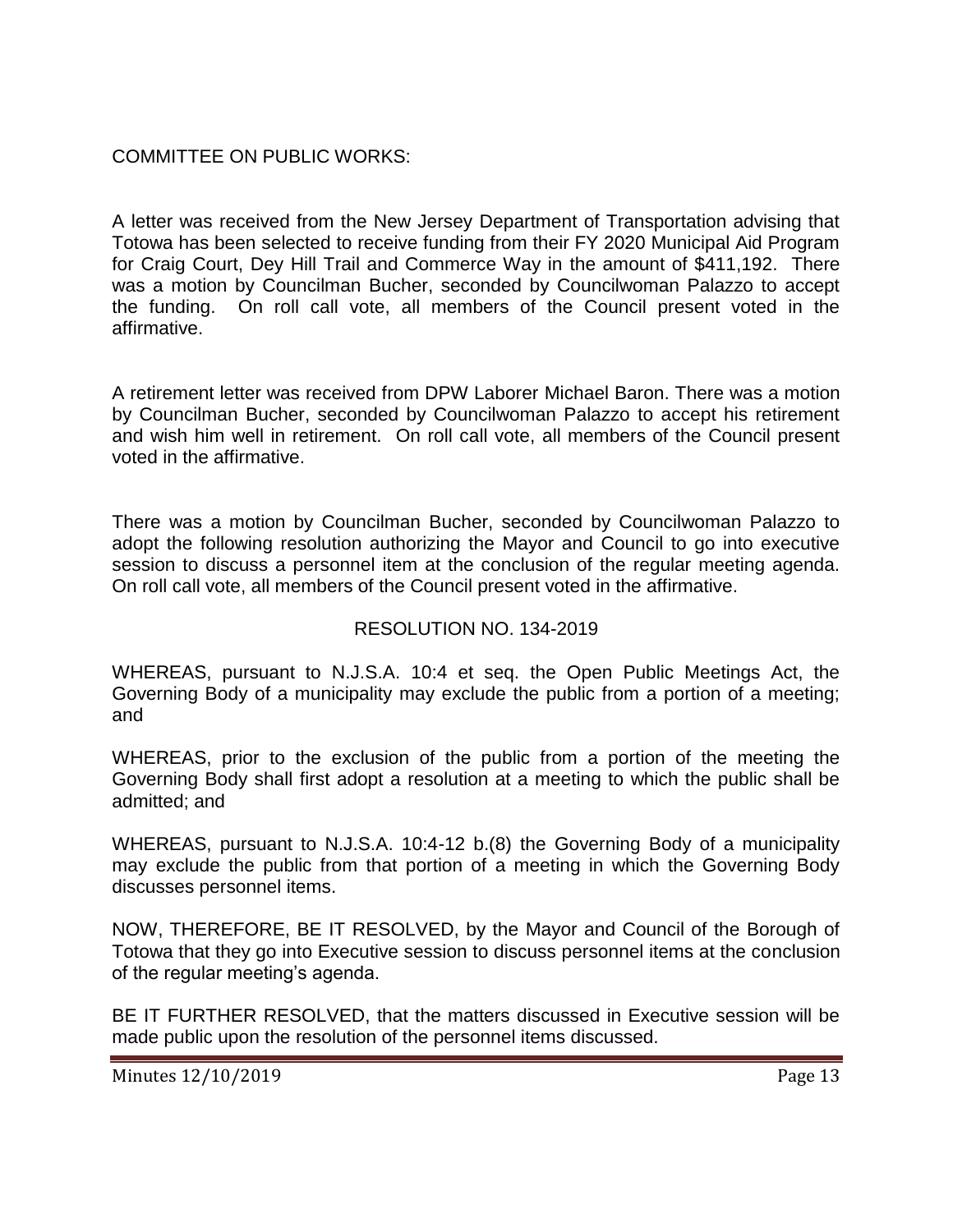COMMITTEE ON PUBLIC WORKS:

A letter was received from the New Jersey Department of Transportation advising that Totowa has been selected to receive funding from their FY 2020 Municipal Aid Program for Craig Court, Dey Hill Trail and Commerce Way in the amount of $411,192. There was a motion by Councilman Bucher, seconded by Councilwoman Palazzo to accept the funding. On roll call vote, all members of the Council present voted in the affirmative.

A retirement letter was received from DPW Laborer Michael Baron. There was a motion by Councilman Bucher, seconded by Councilwoman Palazzo to accept his retirement and wish him well in retirement. On roll call vote, all members of the Council present voted in the affirmative.

There was a motion by Councilman Bucher, seconded by Councilwoman Palazzo to adopt the following resolution authorizing the Mayor and Council to go into executive session to discuss a personnel item at the conclusion of the regular meeting agenda. On roll call vote, all members of the Council present voted in the affirmative.

RESOLUTION NO. 134-2019

WHEREAS, pursuant to N.J.S.A. 10:4 et seq. the Open Public Meetings Act, the Governing Body of a municipality may exclude the public from a portion of a meeting; and

WHEREAS, prior to the exclusion of the public from a portion of the meeting the Governing Body shall first adopt a resolution at a meeting to which the public shall be admitted; and

WHEREAS, pursuant to N.J.S.A. 10:4-12 b.(8) the Governing Body of a municipality may exclude the public from that portion of a meeting in which the Governing Body discusses personnel items.

NOW, THEREFORE, BE IT RESOLVED, by the Mayor and Council of the Borough of Totowa that they go into Executive session to discuss personnel items at the conclusion of the regular meeting's agenda.

BE IT FURTHER RESOLVED, that the matters discussed in Executive session will be made public upon the resolution of the personnel items discussed.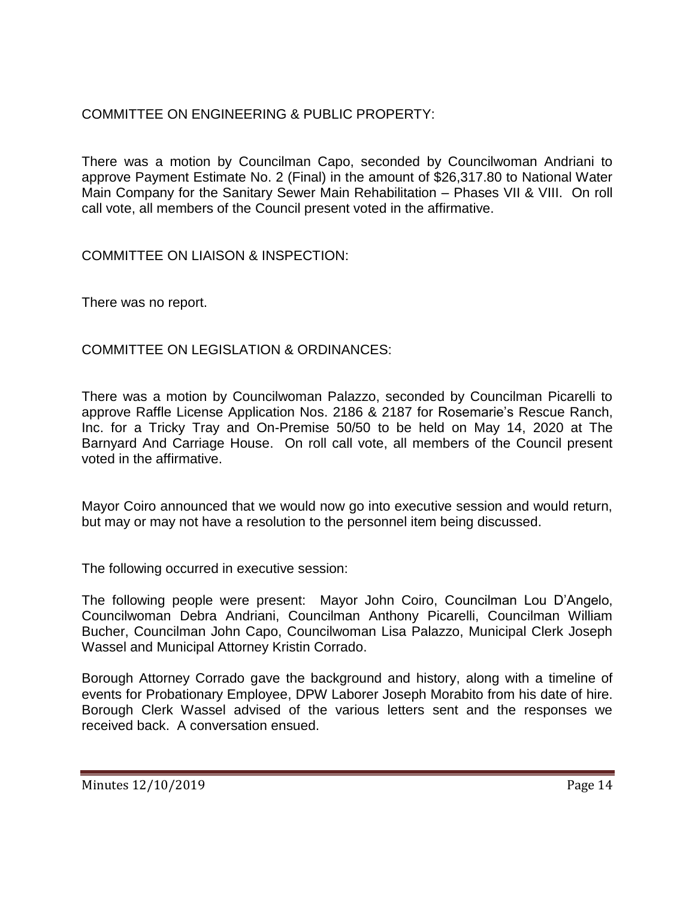COMMITTEE ON ENGINEERING & PUBLIC PROPERTY:

There was a motion by Councilman Capo, seconded by Councilwoman Andriani to approve Payment Estimate No. 2 (Final) in the amount of $26,317.80 to National Water Main Company for the Sanitary Sewer Main Rehabilitation – Phases VII & VIII. On roll call vote, all members of the Council present voted in the affirmative.

COMMITTEE ON LIAISON & INSPECTION:

There was no report.

COMMITTEE ON LEGISLATION & ORDINANCES:

There was a motion by Councilwoman Palazzo, seconded by Councilman Picarelli to approve Raffle License Application Nos. 2186 & 2187 for Rosemarie's Rescue Ranch, Inc. for a Tricky Tray and On-Premise 50/50 to be held on May 14, 2020 at The Barnyard And Carriage House. On roll call vote, all members of the Council present voted in the affirmative.

Mayor Coiro announced that we would now go into executive session and would return, but may or may not have a resolution to the personnel item being discussed.

The following occurred in executive session:

The following people were present: Mayor John Coiro, Councilman Lou D'Angelo, Councilwoman Debra Andriani, Councilman Anthony Picarelli, Councilman William Bucher, Councilman John Capo, Councilwoman Lisa Palazzo, Municipal Clerk Joseph Wassel and Municipal Attorney Kristin Corrado.

Borough Attorney Corrado gave the background and history, along with a timeline of events for Probationary Employee, DPW Laborer Joseph Morabito from his date of hire. Borough Clerk Wassel advised of the various letters sent and the responses we received back. A conversation ensued.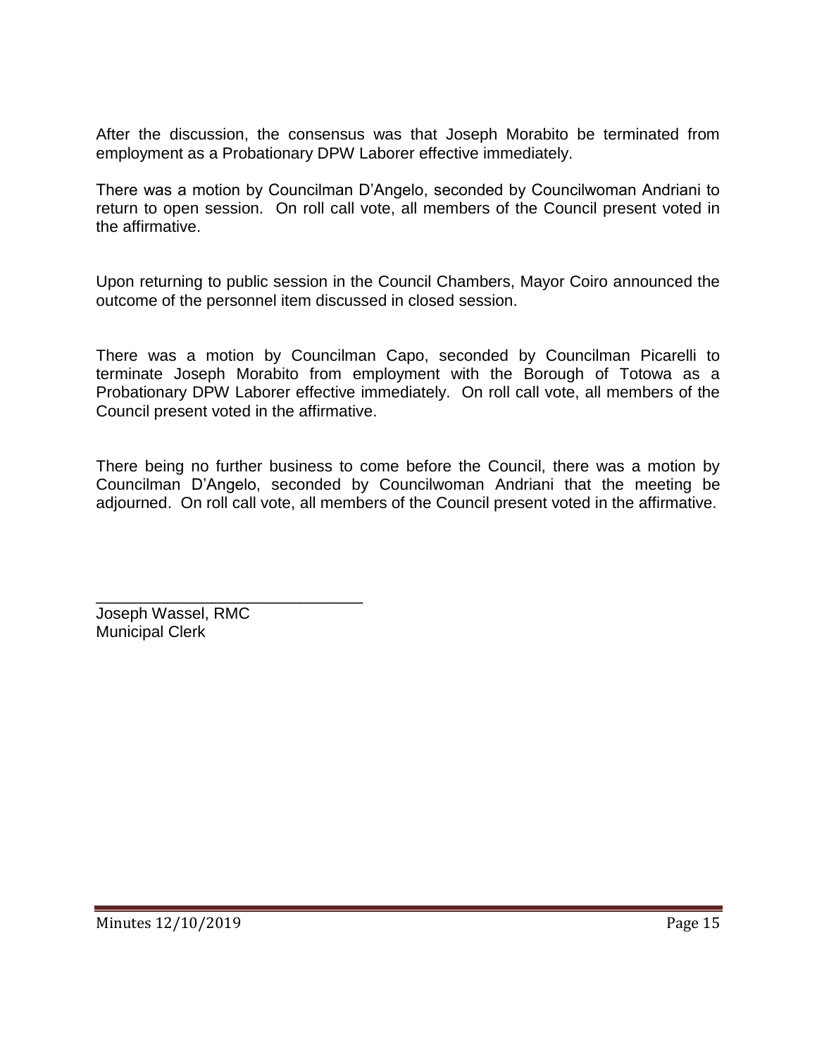After the discussion, the consensus was that Joseph Morabito be terminated from employment as a Probationary DPW Laborer effective immediately.

There was a motion by Councilman D'Angelo, seconded by Councilwoman Andriani to return to open session. On roll call vote, all members of the Council present voted in the affirmative.

Upon returning to public session in the Council Chambers, Mayor Coiro announced the outcome of the personnel item discussed in closed session.

There was a motion by Councilman Capo, seconded by Councilman Picarelli to terminate Joseph Morabito from employment with the Borough of Totowa as a Probationary DPW Laborer effective immediately. On roll call vote, all members of the Council present voted in the affirmative.

There being no further business to come before the Council, there was a motion by Councilman D'Angelo, seconded by Councilwoman Andriani that the meeting be adjourned. On roll call vote, all members of the Council present voted in the affirmative.

\_\_\_\_\_\_\_\_\_\_\_\_\_\_\_\_\_\_\_\_\_\_\_\_\_\_\_\_\_\_\_

Joseph Wassel, RMC
Municipal Clerk